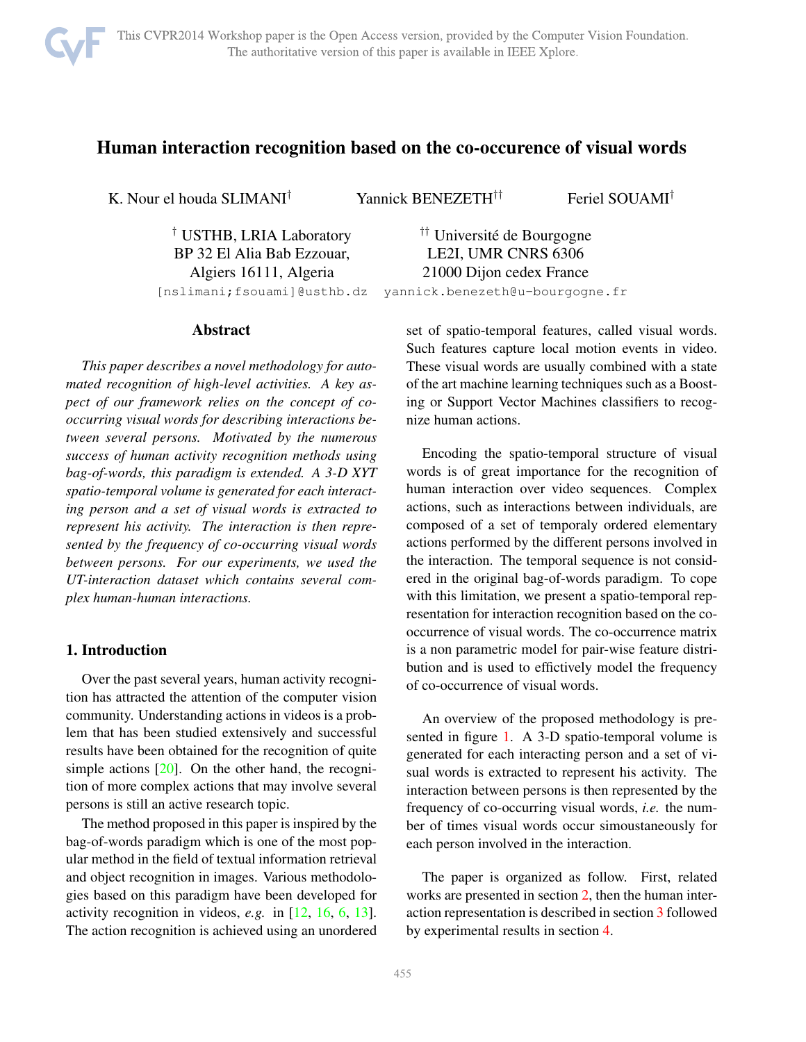# Human interaction recognition based on the co-occurence of visual words

K. Nour el houda SLIMANI[†] Yannick BENEZETH[††] Feriel SOUAMI[†]

[†] USTHB, LRIA Laboratory
BP 32 El Alia Bab Ezzouar,
Algiers 16111, Algeria
[nslimani;fsouami]@usthb.dz

[††] Université de Bourgogne
LE2I, UMR CNRS 6306
21000 Dijon cedex France
yannick.benezeth@u-bourgogne.fr

## Abstract

*This paper describes a novel methodology for automated recognition of high-level activities. A key aspect of our framework relies on the concept of co-occurring visual words for describing interactions between several persons. Motivated by the numerous success of human activity recognition methods using bag-of-words, this paradigm is extended. A 3-D XYT spatio-temporal volume is generated for each interacting person and a set of visual words is extracted to represent his activity. The interaction is then represented by the frequency of co-occurring visual words between persons. For our experiments, we used the UT-interaction dataset which contains several complex human-human interactions.*

## 1. Introduction

Over the past several years, human activity recognition has attracted the attention of the computer vision community. Understanding actions in videos is a problem that has been studied extensively and successful results have been obtained for the recognition of quite simple actions [20]. On the other hand, the recognition of more complex actions that may involve several persons is still an active research topic.

The method proposed in this paper is inspired by the bag-of-words paradigm which is one of the most popular method in the field of textual information retrieval and object recognition in images. Various methodologies based on this paradigm have been developed for activity recognition in videos, *e.g.* in [12, 16, 6, 13]. The action recognition is achieved using an unordered set of spatio-temporal features, called visual words. Such features capture local motion events in video. These visual words are usually combined with a state of the art machine learning techniques such as a Boosting or Support Vector Machines classifiers to recognize human actions.

Encoding the spatio-temporal structure of visual words is of great importance for the recognition of human interaction over video sequences. Complex actions, such as interactions between individuals, are composed of a set of temporaly ordered elementary actions performed by the different persons involved in the interaction. The temporal sequence is not considered in the original bag-of-words paradigm. To cope with this limitation, we present a spatio-temporal representation for interaction recognition based on the co-occurrence of visual words. The co-occurrence matrix is a non parametric model for pair-wise feature distribution and is used to efficitively model the frequency of co-occurrence of visual words.

An overview of the proposed methodology is presented in figure 1. A 3-D spatio-temporal volume is generated for each interacting person and a set of visual words is extracted to represent his activity. The interaction between persons is then represented by the frequency of co-occurring visual words, *i.e.* the number of times visual words occur simoustaneously for each person involved in the interaction.

The paper is organized as follow. First, related works are presented in section 2, then the human interaction representation is described in section 3 followed by experimental results in section 4.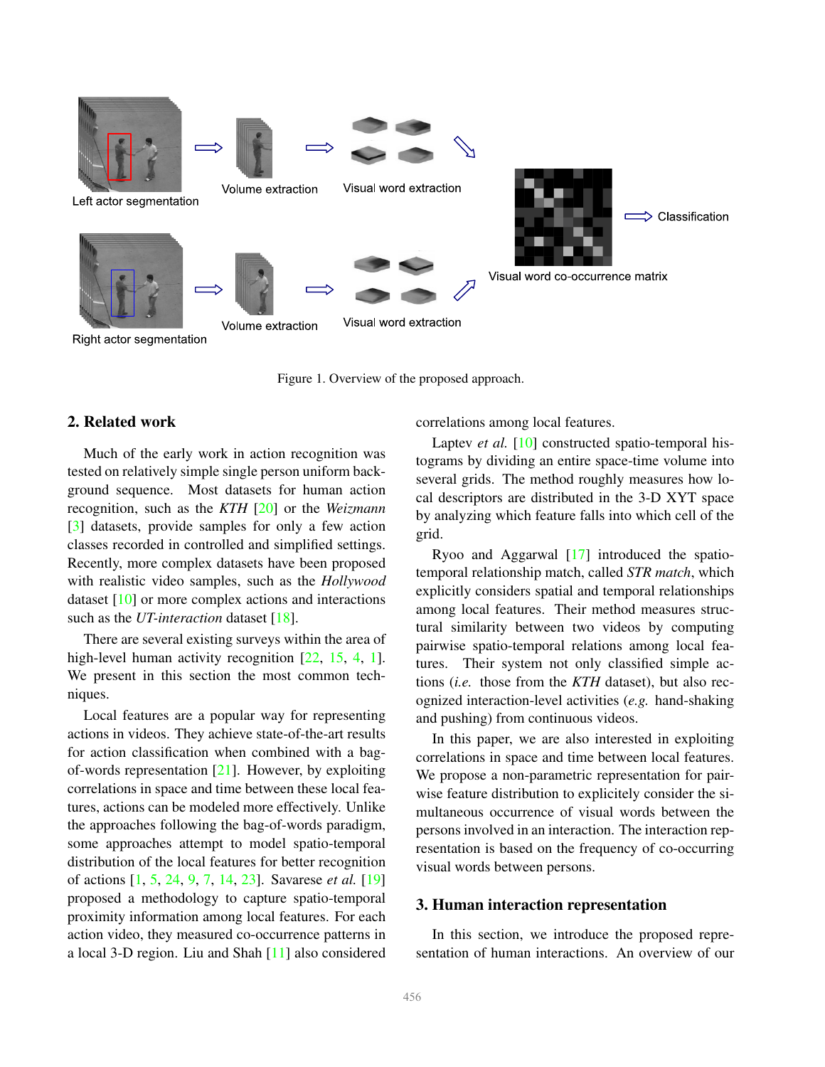Figure 1. Overview of the proposed approach.

## 2. Related work

Much of the early work in action recognition was tested on relatively simple single person uniform background sequence. Most datasets for human action recognition, such as the *KTH* [20] or the *Weizmann* [3] datasets, provide samples for only a few action classes recorded in controlled and simplified settings. Recently, more complex datasets have been proposed with realistic video samples, such as the *Hollywood* dataset [10] or more complex actions and interactions such as the *UT-interaction* dataset [18].

There are several existing surveys within the area of high-level human activity recognition [22, 15, 4, 1]. We present in this section the most common techniques.

Local features are a popular way for representing actions in videos. They achieve state-of-the-art results for action classification when combined with a bag-of-words representation [21]. However, by exploiting correlations in space and time between these local features, actions can be modeled more effectively. Unlike the approaches following the bag-of-words paradigm, some approaches attempt to model spatio-temporal distribution of the local features for better recognition of actions [1, 5, 24, 9, 7, 14, 23]. Savarese *et al.* [19] proposed a methodology to capture spatio-temporal proximity information among local features. For each action video, they measured co-occurrence patterns in a local 3-D region. Liu and Shah [11] also considered correlations among local features.

Laptev *et al.* [10] constructed spatio-temporal histograms by dividing an entire space-time volume into several grids. The method roughly measures how local descriptors are distributed in the 3-D XYT space by analyzing which feature falls into which cell of the grid.

Ryoo and Aggarwal [17] introduced the spatio-temporal relationship match, called *STR match*, which explicitly considers spatial and temporal relationships among local features. Their method measures structural similarity between two videos by computing pairwise spatio-temporal relations among local features. Their system not only classified simple actions (*i.e.* those from the *KTH* dataset), but also recognized interaction-level activities (*e.g.* hand-shaking and pushing) from continuous videos.

In this paper, we are also interested in exploiting correlations in space and time between local features. We propose a non-parametric representation for pairwise feature distribution to explicitly consider the simultaneous occurrence of visual words between the persons involved in an interaction. The interaction representation is based on the frequency of co-occurring visual words between persons.

## 3. Human interaction representation

In this section, we introduce the proposed representation of human interactions. An overview of our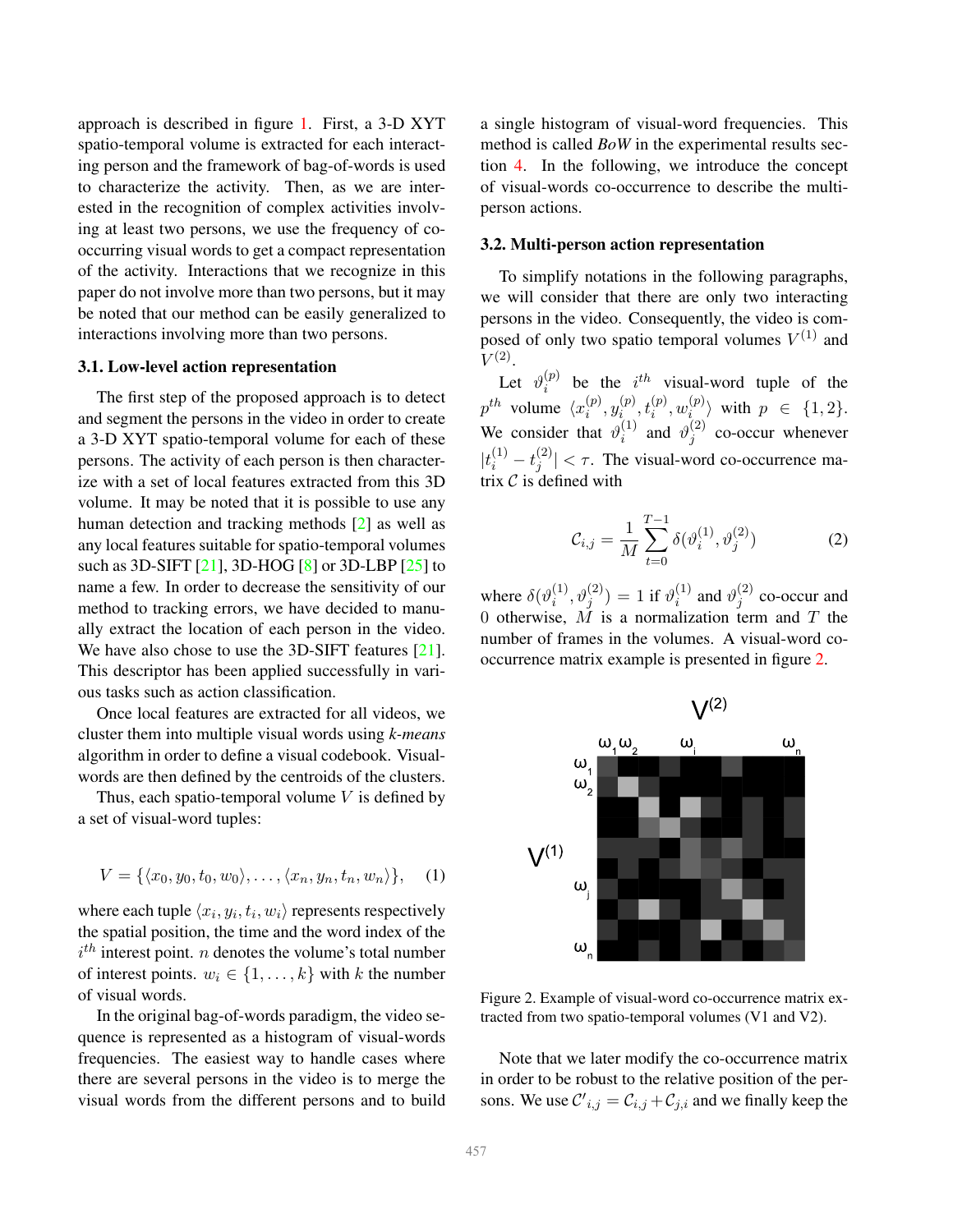approach is described in figure 1. First, a 3-D XYT spatio-temporal volume is extracted for each interacting person and the framework of bag-of-words is used to characterize the activity. Then, as we are interested in the recognition of complex activities involving at least two persons, we use the frequency of co-occurring visual words to get a compact representation of the activity. Interactions that we recognize in this paper do not involve more than two persons, but it may be noted that our method can be easily generalized to interactions involving more than two persons.

### 3.1. Low-level action representation

The first step of the proposed approach is to detect and segment the persons in the video in order to create a 3-D XYT spatio-temporal volume for each of these persons. The activity of each person is then characterize with a set of local features extracted from this 3D volume. It may be noted that it is possible to use any human detection and tracking methods [2] as well as any local features suitable for spatio-temporal volumes such as 3D-SIFT [21], 3D-HOG [8] or 3D-LBP [25] to name a few. In order to decrease the sensitivity of our method to tracking errors, we have decided to manually extract the location of each person in the video. We have also chose to use the 3D-SIFT features [21]. This descriptor has been applied successfully in various tasks such as action classification.

Once local features are extracted for all videos, we cluster them into multiple visual words using *k-means* algorithm in order to define a visual codebook. Visual-words are then defined by the centroids of the clusters.

Thus, each spatio-temporal volume $V$ is defined by a set of visual-word tuples:

$$V = \{\langle x_0, y_0, t_0, w_0\rangle, \ldots, \langle x_n, y_n, t_n, w_n\rangle\}, \quad (1)$$

where each tuple $\langle x_i, y_i, t_i, w_i\rangle$ represents respectively the spatial position, the time and the word index of the $i^{th}$ interest point. $n$ denotes the volume's total number of interest points. $w_i \in \{1, \ldots, k\}$ with $k$ the number of visual words.

In the original bag-of-words paradigm, the video sequence is represented as a histogram of visual-words frequencies. The easiest way to handle cases where there are several persons in the video is to merge the visual words from the different persons and to build a single histogram of visual-word frequencies. This method is called *BoW* in the experimental results section 4. In the following, we introduce the concept of visual-words co-occurrence to describe the multi-person actions.

### 3.2. Multi-person action representation

To simplify notations in the following paragraphs, we will consider that there are only two interacting persons in the video. Consequently, the video is composed of only two spatio temporal volumes $V^{(1)}$ and $V^{(2)}$.

Let $\vartheta_i^{(p)}$ be the $i^{th}$ visual-word tuple of the $p^{th}$ volume $\langle x_i^{(p)}, y_i^{(p)}, t_i^{(p)}, w_i^{(p)}\rangle$ with $p \in \{1, 2\}$. We consider that $\vartheta_i^{(1)}$ and $\vartheta_j^{(2)}$ co-occur whenever $|t_i^{(1)} - t_j^{(2)}| < \tau$. The visual-word co-occurrence matrix $\mathcal{C}$ is defined with

$$\mathcal{C}_{i,j} = \frac{1}{M} \sum_{t=0}^{T-1} \delta(\vartheta_i^{(1)}, \vartheta_j^{(2)}) \quad (2)$$

where $\delta(\vartheta_i^{(1)}, \vartheta_j^{(2)}) = 1$ if $\vartheta_i^{(1)}$ and $\vartheta_j^{(2)}$ co-occur and $0$ otherwise, $M$ is a normalization term and $T$ the number of frames in the volumes. A visual-word co-occurrence matrix example is presented in figure 2.

Figure 2. Example of visual-word co-occurrence matrix extracted from two spatio-temporal volumes (V1 and V2).

Note that we later modify the co-occurrence matrix in order to be robust to the relative position of the persons. We use $\mathcal{C}'_{i,j} = \mathcal{C}_{i,j} + \mathcal{C}_{j,i}$ and we finally keep the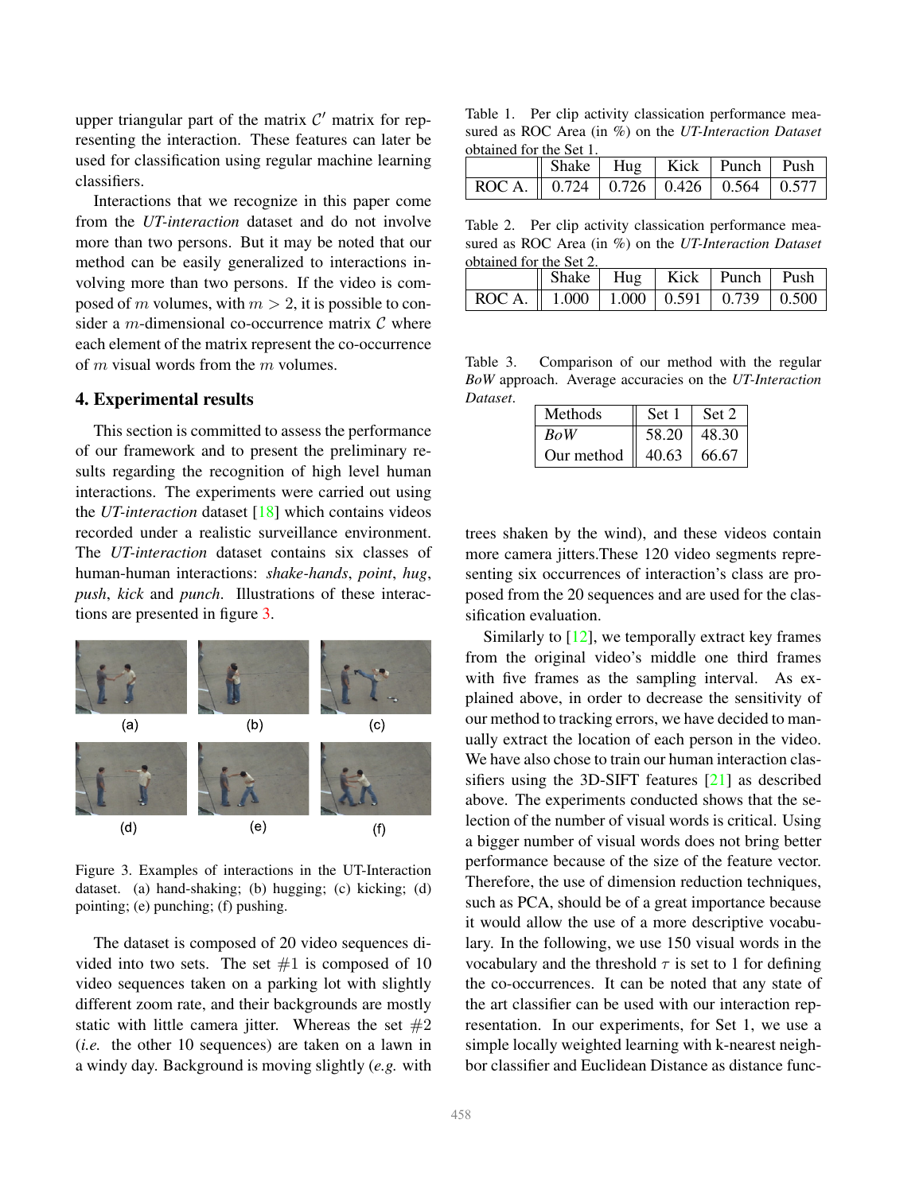upper triangular part of the matrix $\mathcal{C}'$ matrix for representing the interaction. These features can later be used for classification using regular machine learning classifiers.

Interactions that we recognize in this paper come from the *UT-interaction* dataset and do not involve more than two persons. But it may be noted that our method can be easily generalized to interactions involving more than two persons. If the video is composed of $m$ volumes, with $m > 2$, it is possible to consider a $m$-dimensional co-occurrence matrix $\mathcal{C}$ where each element of the matrix represent the co-occurrence of $m$ visual words from the $m$ volumes.

## 4. Experimental results

This section is committed to assess the performance of our framework and to present the preliminary results regarding the recognition of high level human interactions. The experiments were carried out using the *UT-interaction* dataset [18] which contains videos recorded under a realistic surveillance environment. The *UT-interaction* dataset contains six classes of human-human interactions: *shake-hands*, *point*, *hug*, *push*, *kick* and *punch*. Illustrations of these interactions are presented in figure 3.

Figure 3. Examples of interactions in the UT-Interaction dataset. (a) hand-shaking; (b) hugging; (c) kicking; (d) pointing; (e) punching; (f) pushing.

The dataset is composed of 20 video sequences divided into two sets. The set $\#1$ is composed of 10 video sequences taken on a parking lot with slightly different zoom rate, and their backgrounds are mostly static with little camera jitter. Whereas the set $\#2$ (*i.e.* the other 10 sequences) are taken on a lawn in a windy day. Background is moving slightly (*e.g.* with trees shaken by the wind), and these videos contain more camera jitters.These 120 video segments representing six occurrences of interaction's class are proposed from the 20 sequences and are used for the classification evaluation.

Table 1. Per clip activity classication performance measured as ROC Area (in %) on the *UT-Interaction Dataset* obtained for the Set 1.

| | Shake | Hug | Kick | Punch | Push |
|---|---|---|---|---|---|
| ROC A. | 0.724 | 0.726 | 0.426 | 0.564 | 0.577 |

Table 2. Per clip activity classication performance measured as ROC Area (in %) on the *UT-Interaction Dataset* obtained for the Set 2.

| | Shake | Hug | Kick | Punch | Push |
|---|---|---|---|---|---|
| ROC A. | 1.000 | 1.000 | 0.591 | 0.739 | 0.500 |

Table 3. Comparison of our method with the regular *BoW* approach. Average accuracies on the *UT-Interaction Dataset*.

| Methods | Set 1 | Set 2 |
|---|---|---|
| *BoW* | 58.20 | 48.30 |
| Our method | 40.63 | 66.67 |

Similarly to [12], we temporally extract key frames from the original video's middle one third frames with five frames as the sampling interval. As explained above, in order to decrease the sensitivity of our method to tracking errors, we have decided to manually extract the location of each person in the video. We have also chose to train our human interaction classifiers using the 3D-SIFT features [21] as described above. The experiments conducted shows that the selection of the number of visual words is critical. Using a bigger number of visual words does not bring better performance because of the size of the feature vector. Therefore, the use of dimension reduction techniques, such as PCA, should be of a great importance because it would allow the use of a more descriptive vocabulary. In the following, we use 150 visual words in the vocabulary and the threshold $\tau$ is set to 1 for defining the co-occurrences. It can be noted that any state of the art classifier can be used with our interaction representation. In our experiments, for Set 1, we use a simple locally weighted learning with k-nearest neighbor classifier and Euclidean Distance as distance func-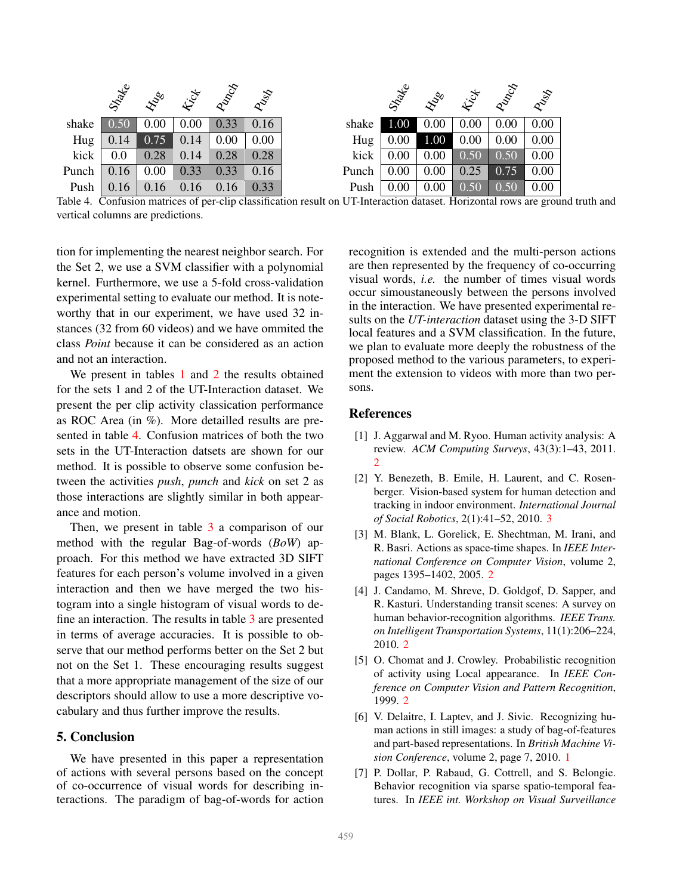|  | Shake | Hug | Kick | Punch | Push |
|---|---|---|---|---|---|
| shake | 0.50 | 0.00 | 0.00 | 0.33 | 0.16 |
| Hug | 0.14 | 0.75 | 0.14 | 0.00 | 0.00 |
| kick | 0.0 | 0.28 | 0.14 | 0.28 | 0.28 |
| Punch | 0.16 | 0.00 | 0.33 | 0.33 | 0.16 |
| Push | 0.16 | 0.16 | 0.16 | 0.16 | 0.33 |

|  | Shake | Hug | Kick | Punch | Push |
|---|---|---|---|---|---|
| shake | 1.00 | 0.00 | 0.00 | 0.00 | 0.00 |
| Hug | 0.00 | 1.00 | 0.00 | 0.00 | 0.00 |
| kick | 0.00 | 0.00 | 0.50 | 0.50 | 0.00 |
| Punch | 0.00 | 0.00 | 0.25 | 0.75 | 0.00 |
| Push | 0.00 | 0.00 | 0.50 | 0.50 | 0.00 |

Table 4. Confusion matrices of per-clip classification result on UT-Interaction dataset. Horizontal rows are ground truth and vertical columns are predictions.

tion for implementing the nearest neighbor search. For the Set 2, we use a SVM classifier with a polynomial kernel. Furthermore, we use a 5-fold cross-validation experimental setting to evaluate our method. It is noteworthy that in our experiment, we have used 32 instances (32 from 60 videos) and we have ommited the class *Point* because it can be considered as an action and not an interaction.

We present in tables 1 and 2 the results obtained for the sets 1 and 2 of the UT-Interaction dataset. We present the per clip activity classication performance as ROC Area (in %). More detailled results are presented in table 4. Confusion matrices of both the two sets in the UT-Interaction datsets are shown for our method. It is possible to observe some confusion between the activities *push*, *punch* and *kick* on set 2 as those interactions are slightly similar in both appearance and motion.

Then, we present in table 3 a comparison of our method with the regular Bag-of-words (*BoW*) approach. For this method we have extracted 3D SIFT features for each person's volume involved in a given interaction and then we have merged the two histogram into a single histogram of visual words to define an interaction. The results in table 3 are presented in terms of average accuracies. It is possible to observe that our method performs better on the Set 2 but not on the Set 1. These encouraging results suggest that a more appropriate management of the size of our descriptors should allow to use a more descriptive vocabulary and thus further improve the results.

## 5. Conclusion

We have presented in this paper a representation of actions with several persons based on the concept of co-occurrence of visual words for describing interactions. The paradigm of bag-of-words for action recognition is extended and the multi-person actions are then represented by the frequency of co-occurring visual words, *i.e.* the number of times visual words occur simoustaneously between the persons involved in the interaction. We have presented experimental results on the *UT-interaction* dataset using the 3-D SIFT local features and a SVM classification. In the future, we plan to evaluate more deeply the robustness of the proposed method to the various parameters, to experiment the extension to videos with more than two persons.

## References

[1] J. Aggarwal and M. Ryoo. Human activity analysis: A review. *ACM Computing Surveys*, 43(3):1–43, 2011. 2

[2] Y. Benezeth, B. Emile, H. Laurent, and C. Rosenberger. Vision-based system for human detection and tracking in indoor environment. *International Journal of Social Robotics*, 2(1):41–52, 2010. 3

[3] M. Blank, L. Gorelick, E. Shechtman, M. Irani, and R. Basri. Actions as space-time shapes. In *IEEE International Conference on Computer Vision*, volume 2, pages 1395–1402, 2005. 2

[4] J. Candamo, M. Shreve, D. Goldgof, D. Sapper, and R. Kasturi. Understanding transit scenes: A survey on human behavior-recognition algorithms. *IEEE Trans. on Intelligent Transportation Systems*, 11(1):206–224, 2010. 2

[5] O. Chomat and J. Crowley. Probabilistic recognition of activity using Local appearance. In *IEEE Conference on Computer Vision and Pattern Recognition*, 1999. 2

[6] V. Delaitre, I. Laptev, and J. Sivic. Recognizing human actions in still images: a study of bag-of-features and part-based representations. In *British Machine Vision Conference*, volume 2, page 7, 2010. 1

[7] P. Dollar, P. Rabaud, G. Cottrell, and S. Belongie. Behavior recognition via sparse spatio-temporal features. In *IEEE int. Workshop on Visual Surveillance*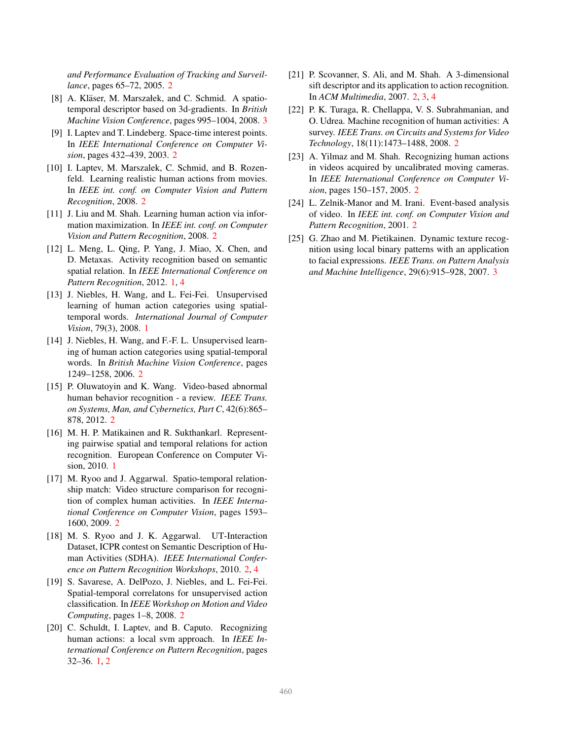*and Performance Evaluation of Tracking and Surveillance*, pages 65–72, 2005. 2

[8] A. Kläser, M. Marszałek, and C. Schmid. A spatio-temporal descriptor based on 3d-gradients. In *British Machine Vision Conference*, pages 995–1004, 2008. 3

[9] I. Laptev and T. Lindeberg. Space-time interest points. In *IEEE International Conference on Computer Vision*, pages 432–439, 2003. 2

[10] I. Laptev, M. Marszalek, C. Schmid, and B. Rozenfeld. Learning realistic human actions from movies. In *IEEE int. conf. on Computer Vision and Pattern Recognition*, 2008. 2

[11] J. Liu and M. Shah. Learning human action via information maximization. In *IEEE int. conf. on Computer Vision and Pattern Recognition*, 2008. 2

[12] L. Meng, L. Qing, P. Yang, J. Miao, X. Chen, and D. Metaxas. Activity recognition based on semantic spatial relation. In *IEEE International Conference on Pattern Recognition*, 2012. 1, 4

[13] J. Niebles, H. Wang, and L. Fei-Fei. Unsupervised learning of human action categories using spatial-temporal words. *International Journal of Computer Vision*, 79(3), 2008. 1

[14] J. Niebles, H. Wang, and F.-F. L. Unsupervised learning of human action categories using spatial-temporal words. In *British Machine Vision Conference*, pages 1249–1258, 2006. 2

[15] P. Oluwatoyin and K. Wang. Video-based abnormal human behavior recognition - a review. *IEEE Trans. on Systems, Man, and Cybernetics, Part C*, 42(6):865–878, 2012. 2

[16] M. H. P. Matikainen and R. Sukthankarl. Representing pairwise spatial and temporal relations for action recognition. European Conference on Computer Vision, 2010. 1

[17] M. Ryoo and J. Aggarwal. Spatio-temporal relationship match: Video structure comparison for recognition of complex human activities. In *IEEE International Conference on Computer Vision*, pages 1593–1600, 2009. 2

[18] M. S. Ryoo and J. K. Aggarwal. UT-Interaction Dataset, ICPR contest on Semantic Description of Human Activities (SDHA). *IEEE International Conference on Pattern Recognition Workshops*, 2010. 2, 4

[19] S. Savarese, A. DelPozo, J. Niebles, and L. Fei-Fei. Spatial-temporal correlatons for unsupervised action classification. In *IEEE Workshop on Motion and Video Computing*, pages 1–8, 2008. 2

[20] C. Schuldt, I. Laptev, and B. Caputo. Recognizing human actions: a local svm approach. In *IEEE International Conference on Pattern Recognition*, pages 32–36. 1, 2

[21] P. Scovanner, S. Ali, and M. Shah. A 3-dimensional sift descriptor and its application to action recognition. In *ACM Multimedia*, 2007. 2, 3, 4

[22] P. K. Turaga, R. Chellappa, V. S. Subrahmanian, and O. Udrea. Machine recognition of human activities: A survey. *IEEE Trans. on Circuits and Systems for Video Technology*, 18(11):1473–1488, 2008. 2

[23] A. Yilmaz and M. Shah. Recognizing human actions in videos acquired by uncalibrated moving cameras. In *IEEE International Conference on Computer Vision*, pages 150–157, 2005. 2

[24] L. Zelnik-Manor and M. Irani. Event-based analysis of video. In *IEEE int. conf. on Computer Vision and Pattern Recognition*, 2001. 2

[25] G. Zhao and M. Pietikainen. Dynamic texture recognition using local binary patterns with an application to facial expressions. *IEEE Trans. on Pattern Analysis and Machine Intelligence*, 29(6):915–928, 2007. 3